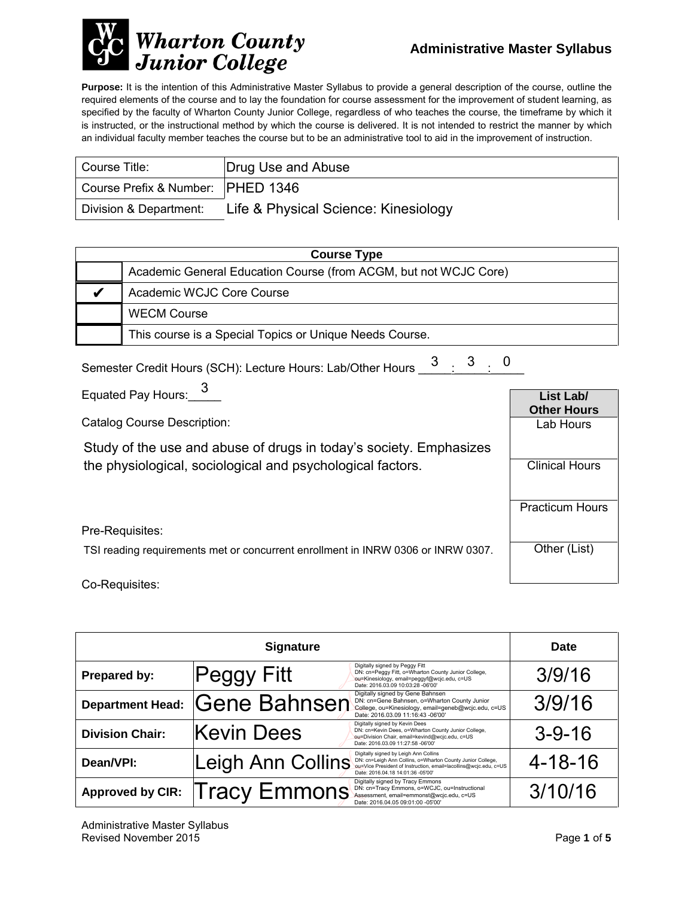# Wharton County Junior College

**Administrative Master Syllabus**

**Purpose:** It is the intention of this Administrative Master Syllabus to provide a general description of the course, outline the required elements of the course and to lay the foundation for course assessment for the improvement of student learning, as specified by the faculty of Wharton County Junior College, regardless of who teaches the course, the timeframe by which it is instructed, or the instructional method by which the course is delivered. It is not intended to restrict the manner by which an individual faculty member teaches the course but to be an administrative tool to aid in the improvement of instruction.

| | |
|---|---|
| Course Title: | Drug Use and Abuse |
| Course Prefix & Number: | PHED 1346 |
| Division & Department: | Life & Physical Science: Kinesiology |

| Course Type | |
|---|---|
| | Academic General Education Course (from ACGM, but not WCJC Core) |
| ✔ | Academic WCJC Core Course |
| | WECM Course |
| | This course is a Special Topics or Unique Needs Course. |

Semester Credit Hours (SCH): Lecture Hours: Lab/Other Hours 3 : 3 : 0

Equated Pay Hours: 3

Catalog Course Description:

Study of the use and abuse of drugs in today's society. Emphasizes the physiological, sociological and psychological factors.

Pre-Requisites:

TSI reading requirements met or concurrent enrollment in INRW 0306 or INRW 0307.

Co-Requisites:

| List Lab/ Other Hours |
|---|
| Lab Hours |
| Clinical Hours |
| Practicum Hours |
| Other (List) |

| Signature | | Date |
|---|---|---|
| **Prepared by:** | Peggy Fitt | 3/9/16 |
| **Department Head:** | Gene Bahnsen | 3/9/16 |
| **Division Chair:** | Kevin Dees | 3-9-16 |
| **Dean/VPI:** | Leigh Ann Collins | 4-18-16 |
| **Approved by CIR:** | Tracy Emmons | 3/10/16 |

Administrative Master Syllabus
Revised November 2015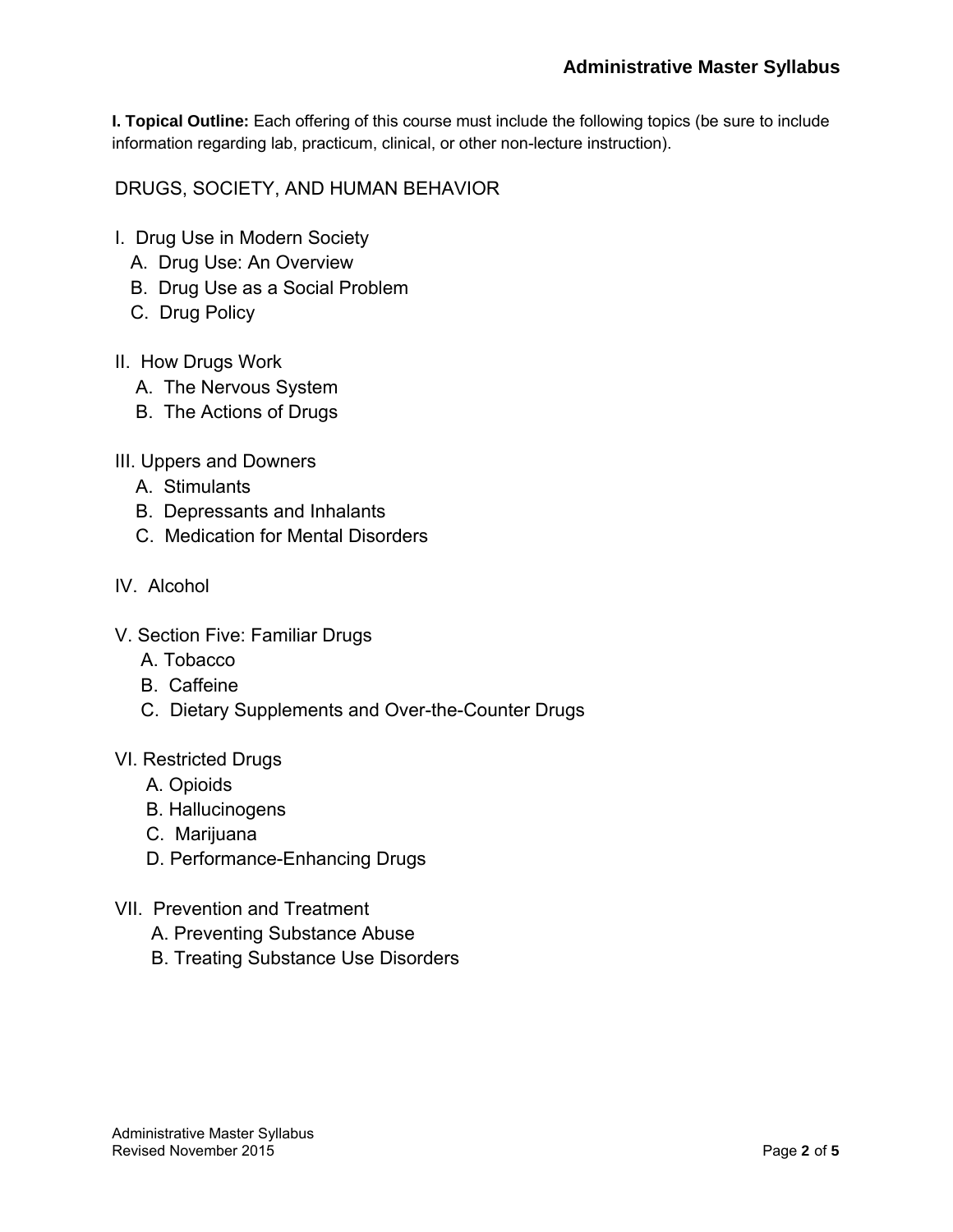**I. Topical Outline:** Each offering of this course must include the following topics (be sure to include information regarding lab, practicum, clinical, or other non-lecture instruction).

DRUGS, SOCIETY, AND HUMAN BEHAVIOR

I. Drug Use in Modern Society
   A. Drug Use: An Overview
   B. Drug Use as a Social Problem
   C. Drug Policy

II. How Drugs Work
   A. The Nervous System
   B. The Actions of Drugs

III. Uppers and Downers
   A. Stimulants
   B. Depressants and Inhalants
   C. Medication for Mental Disorders

IV. Alcohol

V. Section Five: Familiar Drugs
   A. Tobacco
   B. Caffeine
   C. Dietary Supplements and Over-the-Counter Drugs

VI. Restricted Drugs
   A. Opioids
   B. Hallucinogens
   C. Marijuana
   D. Performance-Enhancing Drugs

VII. Prevention and Treatment
   A. Preventing Substance Abuse
   B. Treating Substance Use Disorders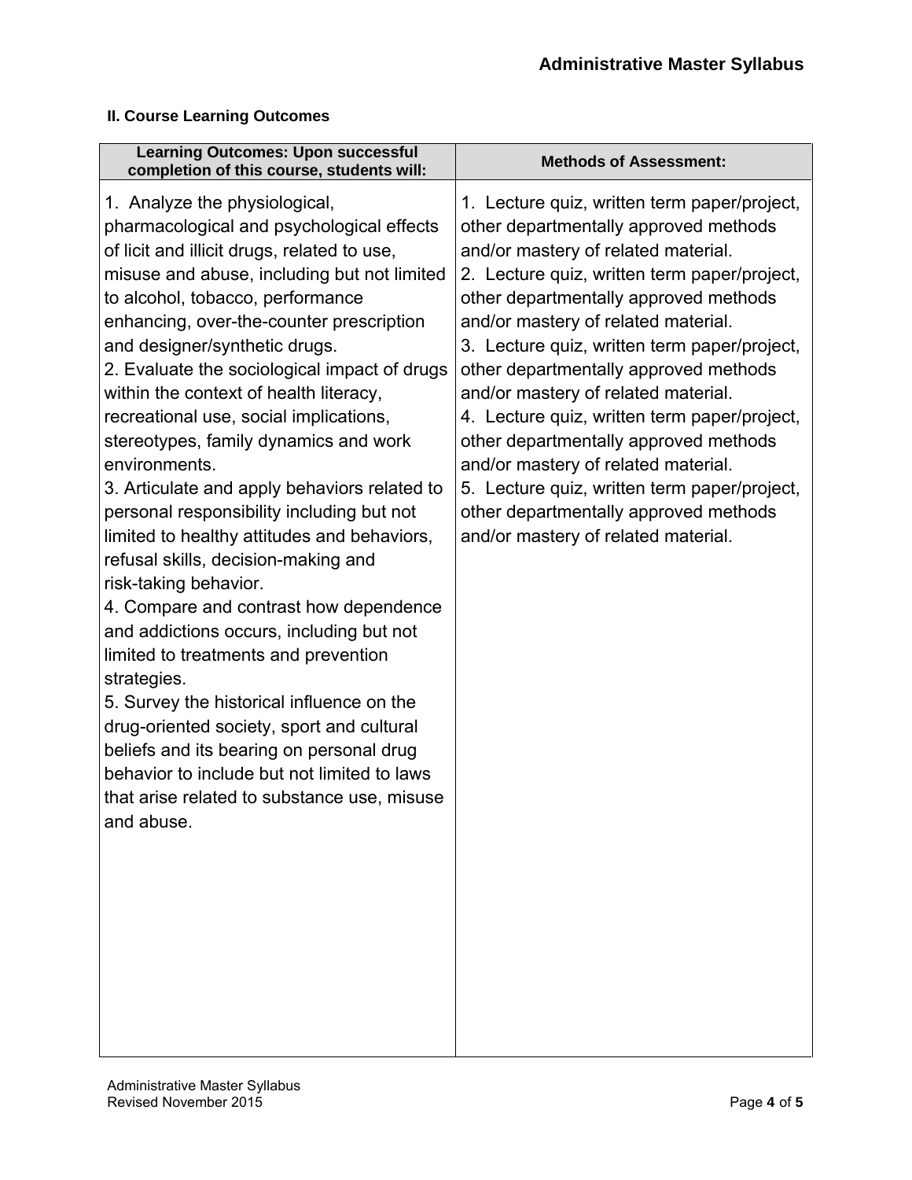## II. Course Learning Outcomes

| Learning Outcomes: Upon successful completion of this course, students will: | Methods of Assessment: |
|---|---|
| 1. Analyze the physiological, pharmacological and psychological effects of licit and illicit drugs, related to use, misuse and abuse, including but not limited to alcohol, tobacco, performance enhancing, over-the-counter prescription and designer/synthetic drugs. | 1. Lecture quiz, written term paper/project, other departmentally approved methods and/or mastery of related material. |
| 2. Evaluate the sociological impact of drugs within the context of health literacy, recreational use, social implications, stereotypes, family dynamics and work environments. | 2. Lecture quiz, written term paper/project, other departmentally approved methods and/or mastery of related material. |
| 3. Articulate and apply behaviors related to personal responsibility including but not limited to healthy attitudes and behaviors, refusal skills, decision-making and risk-taking behavior. | 3. Lecture quiz, written term paper/project, other departmentally approved methods and/or mastery of related material. |
| 4. Compare and contrast how dependence and addictions occurs, including but not limited to treatments and prevention strategies. | 4. Lecture quiz, written term paper/project, other departmentally approved methods and/or mastery of related material. |
| 5. Survey the historical influence on the drug-oriented society, sport and cultural beliefs and its bearing on personal drug behavior to include but not limited to laws that arise related to substance use, misuse and abuse. | 5. Lecture quiz, written term paper/project, other departmentally approved methods and/or mastery of related material. |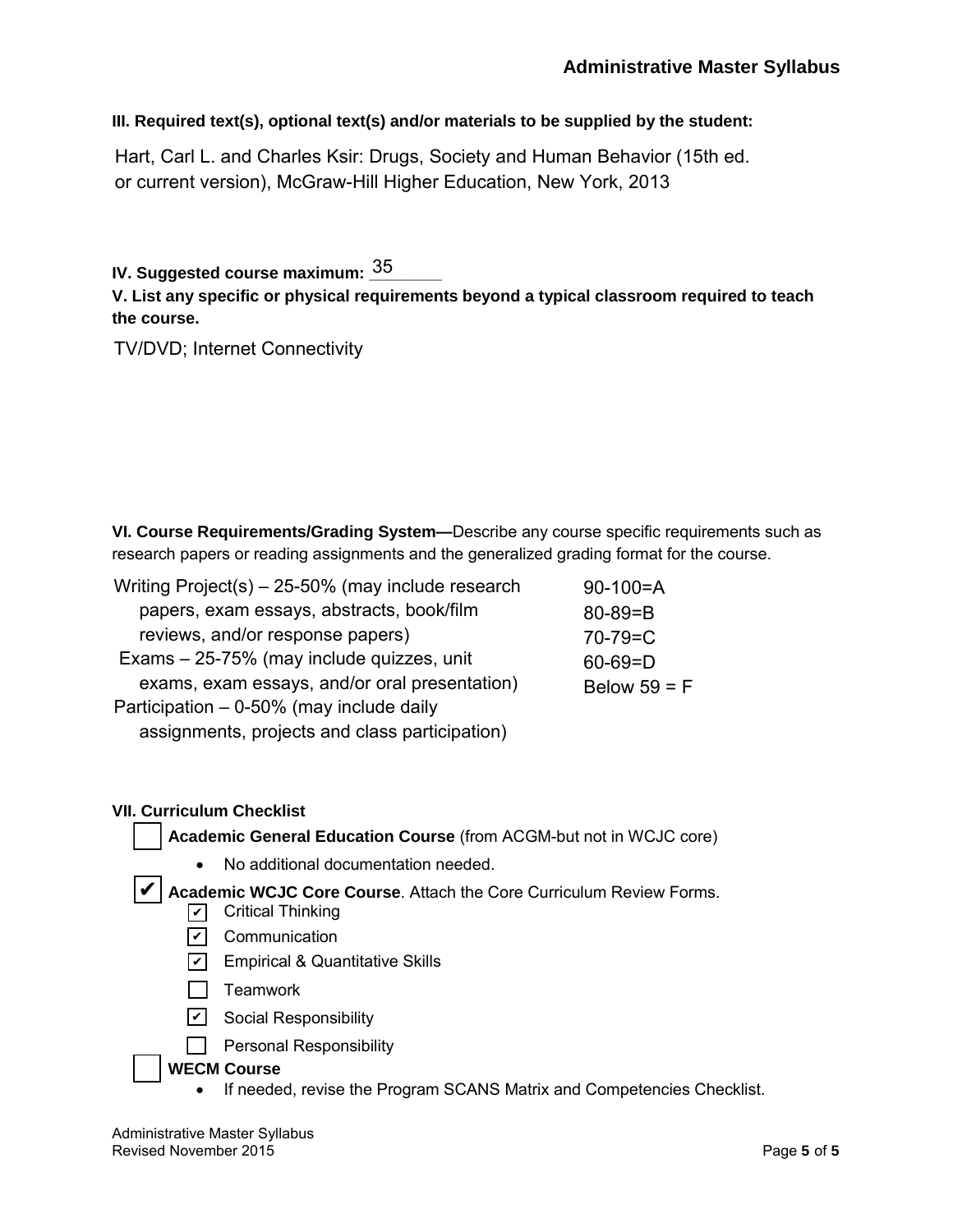**III. Required text(s), optional text(s) and/or materials to be supplied by the student:**

Hart, Carl L. and Charles Ksir: Drugs, Society and Human Behavior (15th ed. or current version), McGraw-Hill Higher Education, New York, 2013

**IV. Suggested course maximum:** 35

**V. List any specific or physical requirements beyond a typical classroom required to teach the course.**

TV/DVD; Internet Connectivity

**VI. Course Requirements/Grading System—**Describe any course specific requirements such as research papers or reading assignments and the generalized grading format for the course.

Writing Project(s) – 25-50% (may include research papers, exam essays, abstracts, book/film reviews, and/or response papers)

Exams – 25-75% (may include quizzes, unit exams, exam essays, and/or oral presentation)

Participation – 0-50% (may include daily assignments, projects and class participation)

90-100=A
80-89=B
70-79=C
60-69=D
Below 59 = F

**VII. Curriculum Checklist**

- [ ] **Academic General Education Course** (from ACGM-but not in WCJC core)
  - No additional documentation needed.
- [x] **Academic WCJC Core Course**. Attach the Core Curriculum Review Forms.
  - [x] Critical Thinking
  - [x] Communication
  - [x] Empirical & Quantitative Skills
  - [ ] Teamwork
  - [x] Social Responsibility
  - [ ] Personal Responsibility
- [ ] **WECM Course**
  - If needed, revise the Program SCANS Matrix and Competencies Checklist.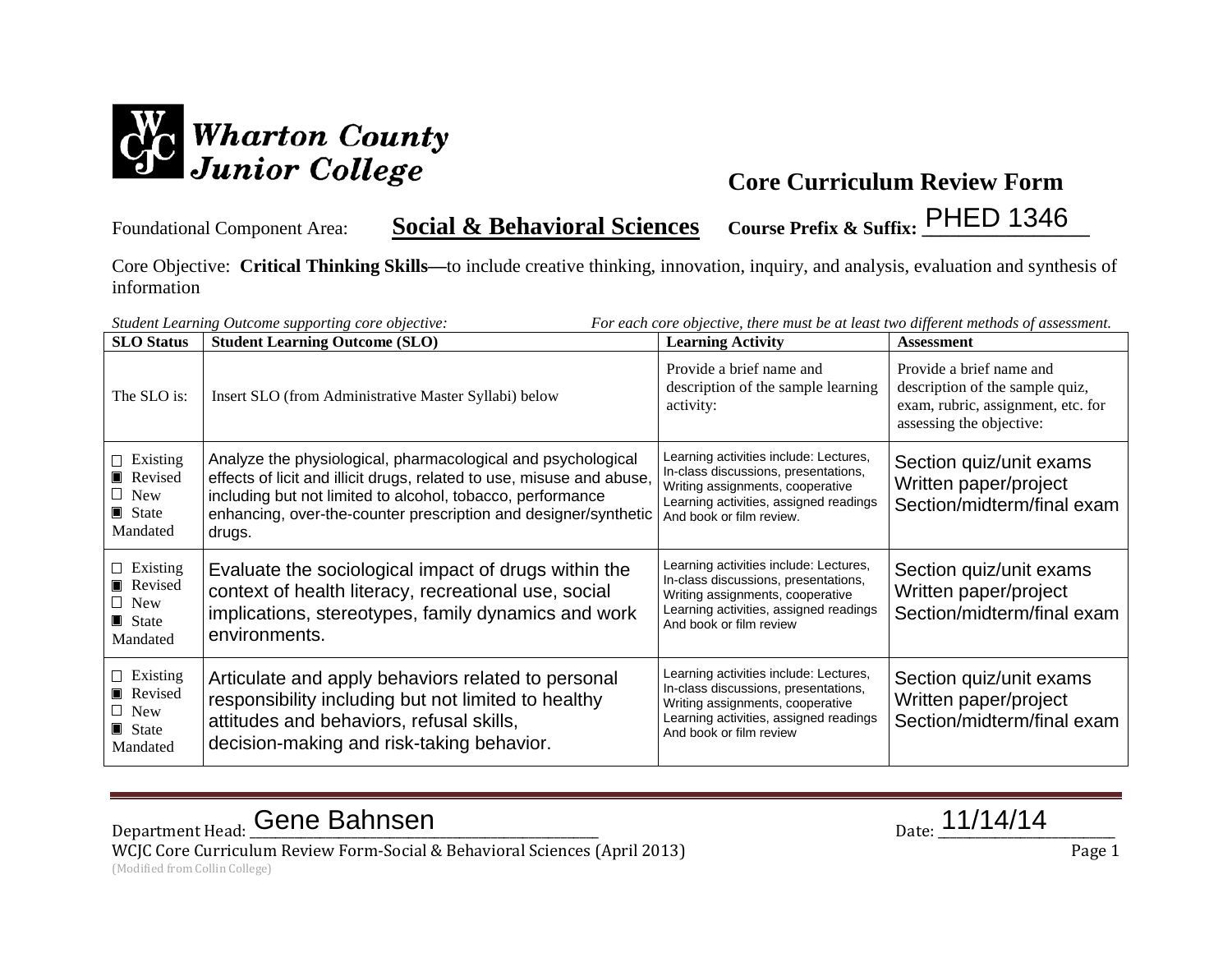**Wharton County Junior College**

## Core Curriculum Review Form

Foundational Component Area: **Social & Behavioral Sciences** **Course Prefix & Suffix:** PHED 1346

Core Objective: **Critical Thinking Skills—**to include creative thinking, innovation, inquiry, and analysis, evaluation and synthesis of information

*Student Learning Outcome supporting core objective:* *For each core objective, there must be at least two different methods of assessment.*

| SLO Status | Student Learning Outcome (SLO) | Learning Activity | Assessment |
|---|---|---|---|
| The SLO is: | Insert SLO (from Administrative Master Syllabi) below | Provide a brief name and description of the sample learning activity: | Provide a brief name and description of the sample quiz, exam, rubric, assignment, etc. for assessing the objective: |
| ☐ Existing ▣ Revised ☐ New ▣ State Mandated | Analyze the physiological, pharmacological and psychological effects of licit and illicit drugs, related to use, misuse and abuse, including but not limited to alcohol, tobacco, performance enhancing, over-the-counter prescription and designer/synthetic drugs. | Learning activities include: Lectures, In-class discussions, presentations, Writing assignments, cooperative Learning activities, assigned readings And book or film review. | Section quiz/unit exams Written paper/project Section/midterm/final exam |
| ☐ Existing ▣ Revised ☐ New ▣ State Mandated | Evaluate the sociological impact of drugs within the context of health literacy, recreational use, social implications, stereotypes, family dynamics and work environments. | Learning activities include: Lectures, In-class discussions, presentations, Writing assignments, cooperative Learning activities, assigned readings And book or film review | Section quiz/unit exams Written paper/project Section/midterm/final exam |
| ☐ Existing ▣ Revised ☐ New ▣ State Mandated | Articulate and apply behaviors related to personal responsibility including but not limited to healthy attitudes and behaviors, refusal skills, decision-making and risk-taking behavior. | Learning activities include: Lectures, In-class discussions, presentations, Writing assignments, cooperative Learning activities, assigned readings And book or film review | Section quiz/unit exams Written paper/project Section/midterm/final exam |

Department Head: Gene Bahnsen Date: 11/14/14

WCJC Core Curriculum Review Form-Social & Behavioral Sciences (April 2013)
(Modified from Collin College)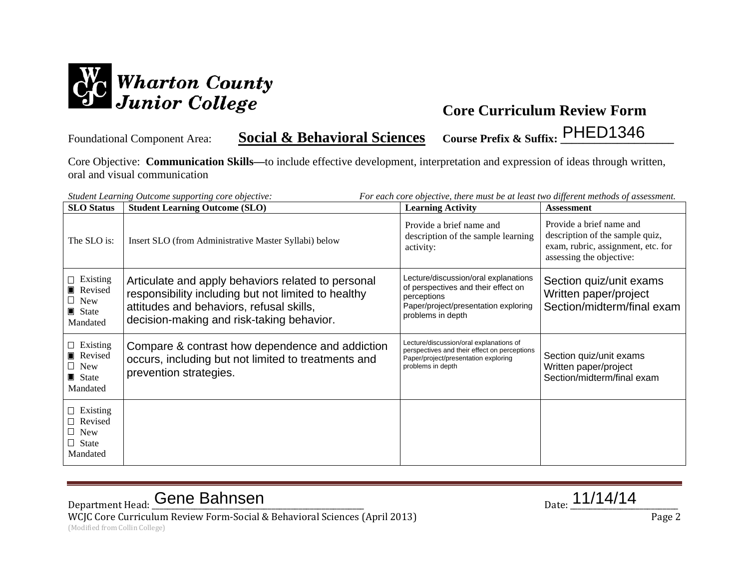Wharton County Junior College

## Core Curriculum Review Form

Foundational Component Area: **Social & Behavioral Sciences** **Course Prefix & Suffix:** PHED1346

Core Objective: **Communication Skills—**to include effective development, interpretation and expression of ideas through written, oral and visual communication

*Student Learning Outcome supporting core objective:* *For each core objective, there must be at least two different methods of assessment.*

| SLO Status | Student Learning Outcome (SLO) | Learning Activity | Assessment |
|---|---|---|---|
| The SLO is: | Insert SLO (from Administrative Master Syllabi) below | Provide a brief name and description of the sample learning activity: | Provide a brief name and description of the sample quiz, exam, rubric, assignment, etc. for assessing the objective: |
| ☐ Existing<br>▣ Revised<br>☐ New<br>▣ State Mandated | Articulate and apply behaviors related to personal responsibility including but not limited to healthy attitudes and behaviors, refusal skills, decision-making and risk-taking behavior. | Lecture/discussion/oral explanations of perspectives and their effect on perceptions<br>Paper/project/presentation exploring problems in depth | Section quiz/unit exams<br>Written paper/project<br>Section/midterm/final exam |
| ☐ Existing<br>▣ Revised<br>☐ New<br>▣ State Mandated | Compare & contrast how dependence and addiction occurs, including but not limited to treatments and prevention strategies. | Lecture/discussion/oral explanations of perspectives and their effect on perceptions<br>Paper/project/presentation exploring problems in depth | Section quiz/unit exams<br>Written paper/project<br>Section/midterm/final exam |
| ☐ Existing<br>☐ Revised<br>☐ New<br>☐ State Mandated | | | |

Department Head: Gene Bahnsen Date: 11/14/14

WCJC Core Curriculum Review Form-Social & Behavioral Sciences (April 2013)
(Modified from Collin College)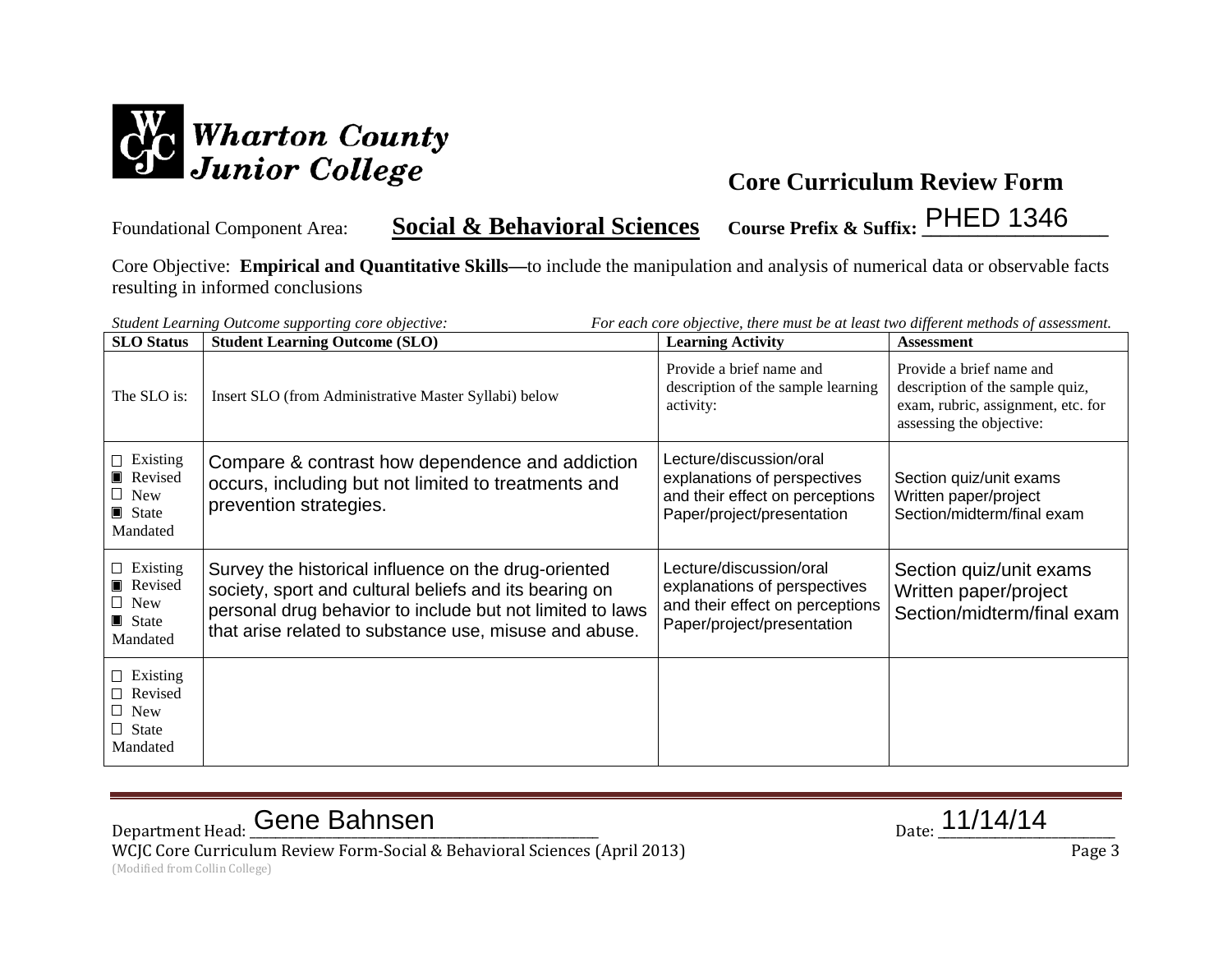# Wharton County Junior College

## Core Curriculum Review Form

Foundational Component Area: **Social & Behavioral Sciences** **Course Prefix & Suffix:** PHED 1346

Core Objective: **Empirical and Quantitative Skills—**to include the manipulation and analysis of numerical data or observable facts resulting in informed conclusions

*Student Learning Outcome supporting core objective:* *For each core objective, there must be at least two different methods of assessment.*

| SLO Status | Student Learning Outcome (SLO) | Learning Activity | Assessment |
|---|---|---|---|
| The SLO is: | Insert SLO (from Administrative Master Syllabi) below | Provide a brief name and description of the sample learning activity: | Provide a brief name and description of the sample quiz, exam, rubric, assignment, etc. for assessing the objective: |
| ☐ Existing<br>▣ Revised<br>☐ New<br>▣ State Mandated | Compare & contrast how dependence and addiction occurs, including but not limited to treatments and prevention strategies. | Lecture/discussion/oral explanations of perspectives and their effect on perceptions<br>Paper/project/presentation | Section quiz/unit exams<br>Written paper/project<br>Section/midterm/final exam |
| ☐ Existing<br>▣ Revised<br>☐ New<br>▣ State Mandated | Survey the historical influence on the drug-oriented society, sport and cultural beliefs and its bearing on personal drug behavior to include but not limited to laws that arise related to substance use, misuse and abuse. | Lecture/discussion/oral explanations of perspectives and their effect on perceptions<br>Paper/project/presentation | Section quiz/unit exams<br>Written paper/project<br>Section/midterm/final exam |
| ☐ Existing<br>☐ Revised<br>☐ New<br>☐ State Mandated | | | |

Department Head: Gene Bahnsen Date: 11/14/14

WCJC Core Curriculum Review Form-Social & Behavioral Sciences (April 2013)

(Modified from Collin College)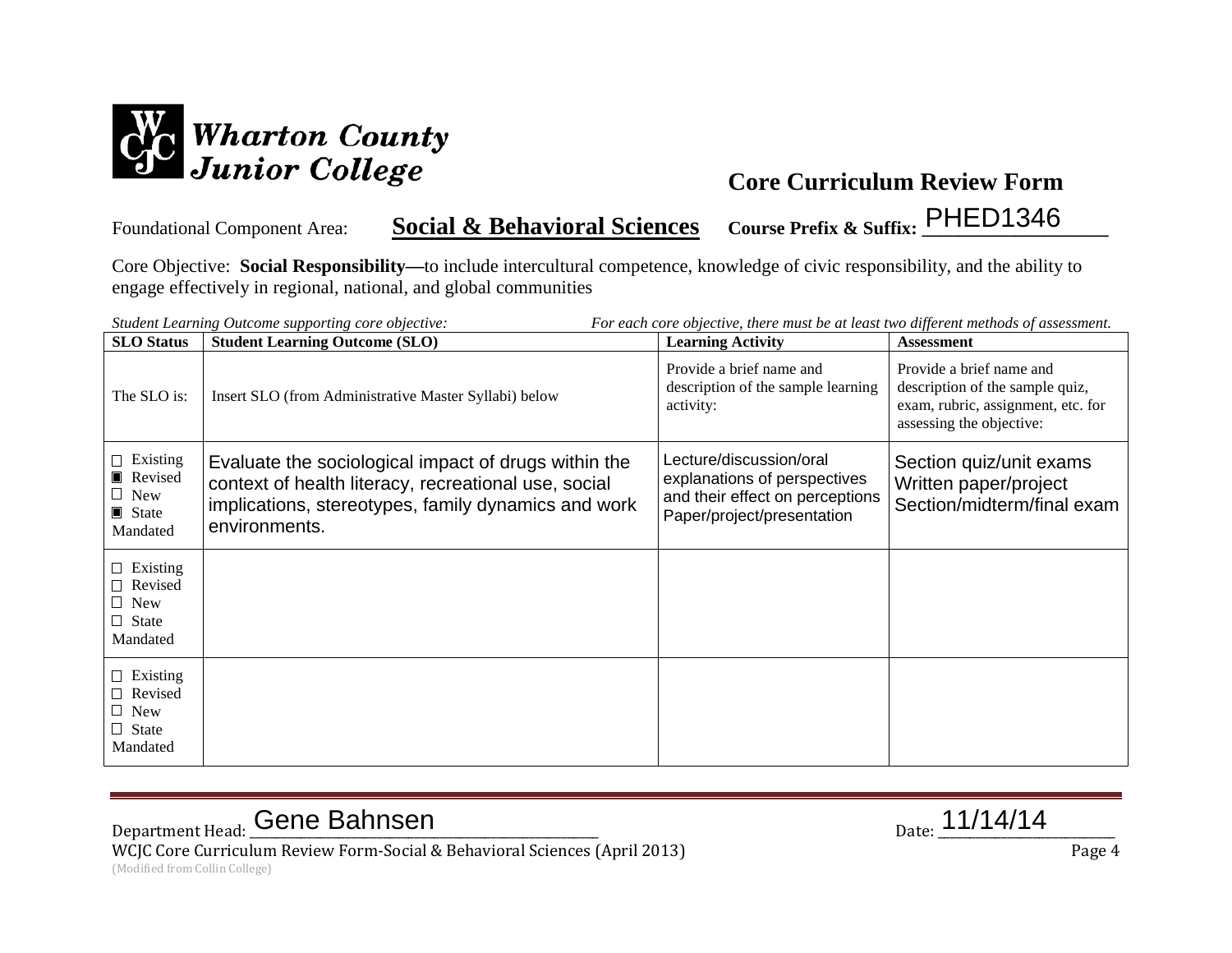**Wharton County Junior College**

# Core Curriculum Review Form

Foundational Component Area: **Social & Behavioral Sciences** **Course Prefix & Suffix:** PHED1346

Core Objective: **Social Responsibility—**to include intercultural competence, knowledge of civic responsibility, and the ability to engage effectively in regional, national, and global communities

*Student Learning Outcome supporting core objective:* *For each core objective, there must be at least two different methods of assessment.*

| SLO Status | Student Learning Outcome (SLO) | Learning Activity | Assessment |
|---|---|---|---|
| The SLO is: | Insert SLO (from Administrative Master Syllabi) below | Provide a brief name and description of the sample learning activity: | Provide a brief name and description of the sample quiz, exam, rubric, assignment, etc. for assessing the objective: |
| ☐ Existing<br>▣ Revised<br>☐ New<br>▣ State Mandated | Evaluate the sociological impact of drugs within the context of health literacy, recreational use, social implications, stereotypes, family dynamics and work environments. | Lecture/discussion/oral explanations of perspectives and their effect on perceptions<br>Paper/project/presentation | Section quiz/unit exams<br>Written paper/project<br>Section/midterm/final exam |
| ☐ Existing<br>☐ Revised<br>☐ New<br>☐ State Mandated | | | |
| ☐ Existing<br>☐ Revised<br>☐ New<br>☐ State Mandated | | | |

Department Head: Gene Bahnsen Date: 11/14/14

WCJC Core Curriculum Review Form-Social & Behavioral Sciences (April 2013)

(Modified from Collin College)